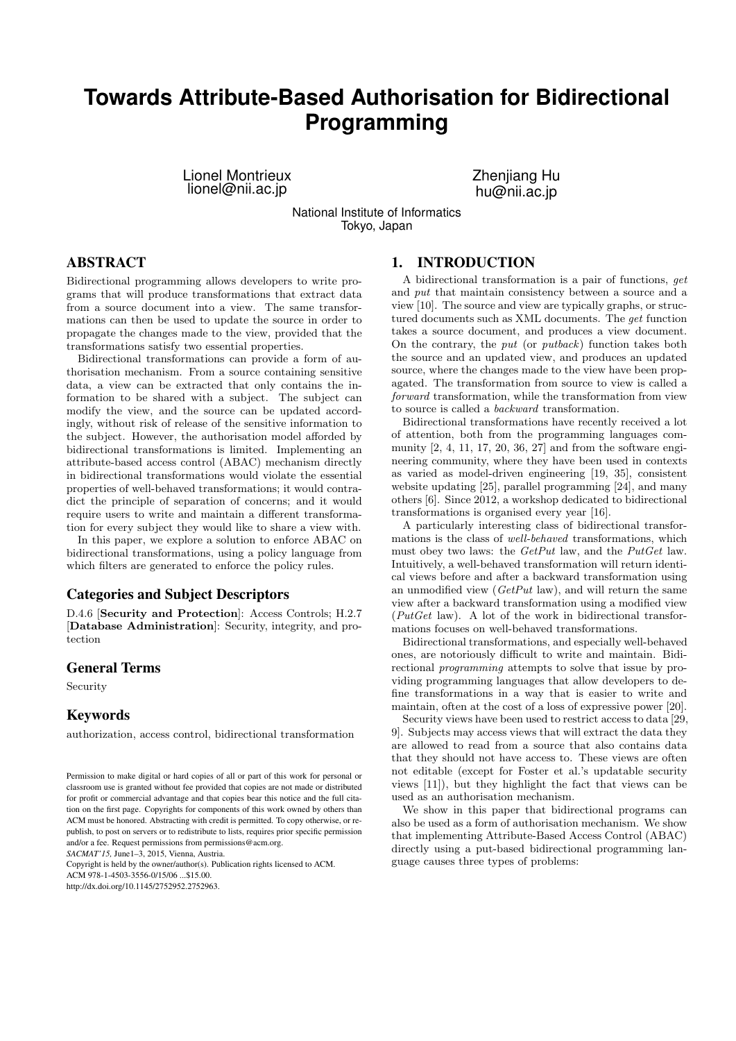# Towards Attribute-Based Authorisation for Bidirectional Programming

Lionel Montrieux
lionel@nii.ac.jp

Zhenjiang Hu
hu@nii.ac.jp

National Institute of Informatics
Tokyo, Japan

## ABSTRACT

Bidirectional programming allows developers to write programs that will produce transformations that extract data from a source document into a view. The same transformations can then be used to update the source in order to propagate the changes made to the view, provided that the transformations satisfy two essential properties.

Bidirectional transformations can provide a form of authorisation mechanism. From a source containing sensitive data, a view can be extracted that only contains the information to be shared with a subject. The subject can modify the view, and the source can be updated accordingly, without risk of release of the sensitive information to the subject. However, the authorisation model afforded by bidirectional transformations is limited. Implementing an attribute-based access control (ABAC) mechanism directly in bidirectional transformations would violate the essential properties of well-behaved transformations; it would contradict the principle of separation of concerns; and it would require users to write and maintain a different transformation for every subject they would like to share a view with.

In this paper, we explore a solution to enforce ABAC on bidirectional transformations, using a policy language from which filters are generated to enforce the policy rules.

### Categories and Subject Descriptors

D.4.6 [**Security and Protection**]: Access Controls; H.2.7 [**Database Administration**]: Security, integrity, and protection

### General Terms

Security

### Keywords

authorization, access control, bidirectional transformation

Permission to make digital or hard copies of all or part of this work for personal or classroom use is granted without fee provided that copies are not made or distributed for profit or commercial advantage and that copies bear this notice and the full citation on the first page. Copyrights for components of this work owned by others than ACM must be honored. Abstracting with credit is permitted. To copy otherwise, or republish, to post on servers or to redistribute to lists, requires prior specific permission and/or a fee. Request permissions from permissions@acm.org.
*SACMAT'15,* June1–3, 2015, Vienna, Austria.
Copyright is held by the owner/author(s). Publication rights licensed to ACM.
ACM 978-1-4503-3556-0/15/06 ...$15.00.
http://dx.doi.org/10.1145/2752952.2752963.

## 1. INTRODUCTION

A bidirectional transformation is a pair of functions, *get* and *put* that maintain consistency between a source and a view [10]. The source and view are typically graphs, or structured documents such as XML documents. The *get* function takes a source document, and produces a view document. On the contrary, the *put* (or *putback*) function takes both the source and an updated view, and produces an updated source, where the changes made to the view have been propagated. The transformation from source to view is called a *forward* transformation, while the transformation from view to source is called a *backward* transformation.

Bidirectional transformations have recently received a lot of attention, both from the programming languages community [2, 4, 11, 17, 20, 36, 27] and from the software engineering community, where they have been used in contexts as varied as model-driven engineering [19, 35], consistent website updating [25], parallel programming [24], and many others [6]. Since 2012, a workshop dedicated to bidirectional transformations is organised every year [16].

A particularly interesting class of bidirectional transformations is the class of *well-behaved* transformations, which must obey two laws: the *GetPut* law, and the *PutGet* law. Intuitively, a well-behaved transformation will return identical views before and after a backward transformation using an unmodified view (*GetPut* law), and will return the same view after a backward transformation using a modified view (*PutGet* law). A lot of the work in bidirectional transformations focuses on well-behaved transformations.

Bidirectional transformations, and especially well-behaved ones, are notoriously difficult to write and maintain. Bidirectional *programming* attempts to solve that issue by providing programming languages that allow developers to define transformations in a way that is easier to write and maintain, often at the cost of a loss of expressive power [20].

Security views have been used to restrict access to data [29, 9]. Subjects may access views that will extract the data they are allowed to read from a source that also contains data that they should not have access to. These views are often not editable (except for Foster et al.'s updatable security views [11]), but they highlight the fact that views can be used as an authorisation mechanism.

We show in this paper that bidirectional programs can also be used as a form of authorisation mechanism. We show that implementing Attribute-Based Access Control (ABAC) directly using a put-based bidirectional programming language causes three types of problems: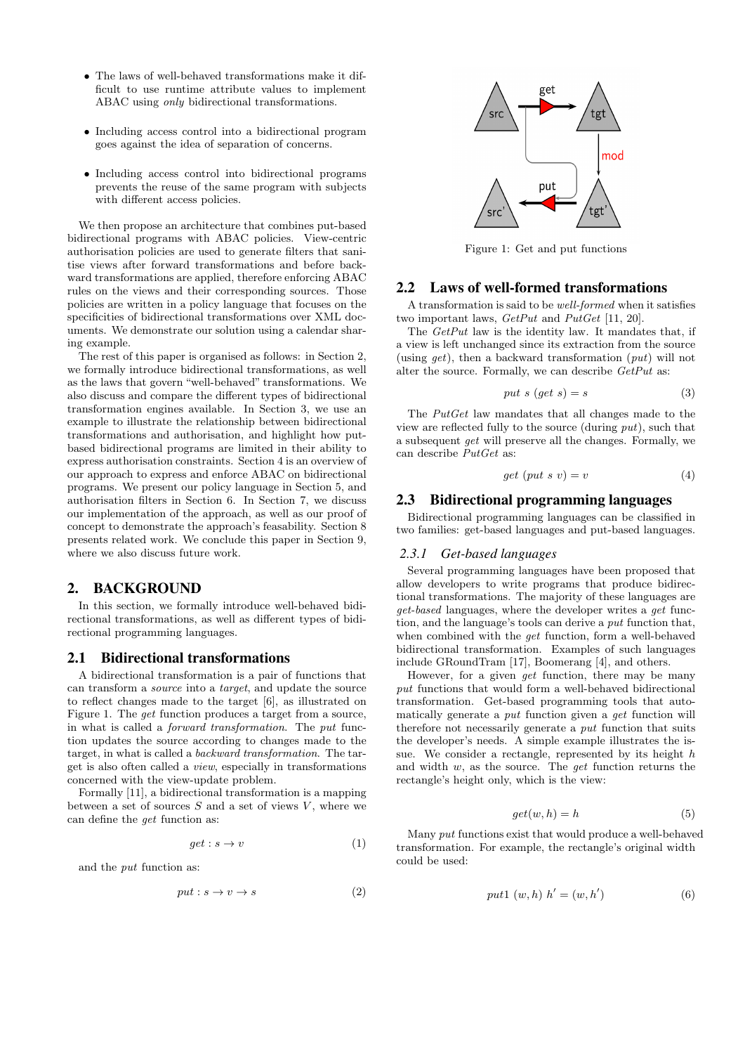- The laws of well-behaved transformations make it difficult to use runtime attribute values to implement ABAC using *only* bidirectional transformations.
- Including access control into a bidirectional program goes against the idea of separation of concerns.
- Including access control into bidirectional programs prevents the reuse of the same program with subjects with different access policies.

We then propose an architecture that combines put-based bidirectional programs with ABAC policies. View-centric authorisation policies are used to generate filters that sanitise views after forward transformations and before backward transformations are applied, therefore enforcing ABAC rules on the views and their corresponding sources. Those policies are written in a policy language that focuses on the specificities of bidirectional transformations over XML documents. We demonstrate our solution using a calendar sharing example.

The rest of this paper is organised as follows: in Section 2, we formally introduce bidirectional transformations, as well as the laws that govern "well-behaved" transformations. We also discuss and compare the different types of bidirectional transformation engines available. In Section 3, we use an example to illustrate the relationship between bidirectional transformations and authorisation, and highlight how put-based bidirectional programs are limited in their ability to express authorisation constraints. Section 4 is an overview of our approach to express and enforce ABAC on bidirectional programs. We present our policy language in Section 5, and authorisation filters in Section 6. In Section 7, we discuss our implementation of the approach, as well as our proof of concept to demonstrate the approach's feasability. Section 8 presents related work. We conclude this paper in Section 9, where we also discuss future work.

## 2. BACKGROUND

In this section, we formally introduce well-behaved bidirectional transformations, as well as different types of bidirectional programming languages.

### 2.1 Bidirectional transformations

A bidirectional transformation is a pair of functions that can transform a *source* into a *target*, and update the source to reflect changes made to the target [6], as illustrated on Figure 1. The *get* function produces a target from a source, in what is called a *forward transformation*. The *put* function updates the source according to changes made to the target, in what is called a *backward transformation*. The target is also often called a *view*, especially in transformations concerned with the view-update problem.

Formally [11], a bidirectional transformation is a mapping between a set of sources $S$ and a set of views $V$, where we can define the *get* function as:

$$get : s \to v \tag{1}$$

and the *put* function as:

$$put : s \to v \to s \tag{2}$$

Figure 1: Get and put functions

### 2.2 Laws of well-formed transformations

A transformation is said to be *well-formed* when it satisfies two important laws, *GetPut* and *PutGet* [11, 20].

The *GetPut* law is the identity law. It mandates that, if a view is left unchanged since its extraction from the source (using *get*), then a backward transformation (*put*) will not alter the source. Formally, we can describe *GetPut* as:

$$put\ s\ (get\ s) = s \tag{3}$$

The *PutGet* law mandates that all changes made to the view are reflected fully to the source (during *put*), such that a subsequent *get* will preserve all the changes. Formally, we can describe *PutGet* as:

$$get\ (put\ s\ v) = v \tag{4}$$

### 2.3 Bidirectional programming languages

Bidirectional programming languages can be classified in two families: get-based languages and put-based languages.

#### 2.3.1 Get-based languages

Several programming languages have been proposed that allow developers to write programs that produce bidirectional transformations. The majority of these languages are *get-based* languages, where the developer writes a *get* function, and the language's tools can derive a *put* function that, when combined with the *get* function, form a well-behaved bidirectional transformation. Examples of such languages include GRoundTram [17], Boomerang [4], and others.

However, for a given *get* function, there may be many *put* functions that would form a well-behaved bidirectional transformation. Get-based programming tools that automatically generate a *put* function given a *get* function will therefore not necessarily generate a *put* function that suits the developer's needs. A simple example illustrates the issue. We consider a rectangle, represented by its height $h$ and width $w$, as the source. The *get* function returns the rectangle's height only, which is the view:

$$get(w, h) = h \tag{5}$$

Many *put* functions exist that would produce a well-behaved transformation. For example, the rectangle's original width could be used:

$$put1\ (w, h)\ h' = (w, h') \tag{6}$$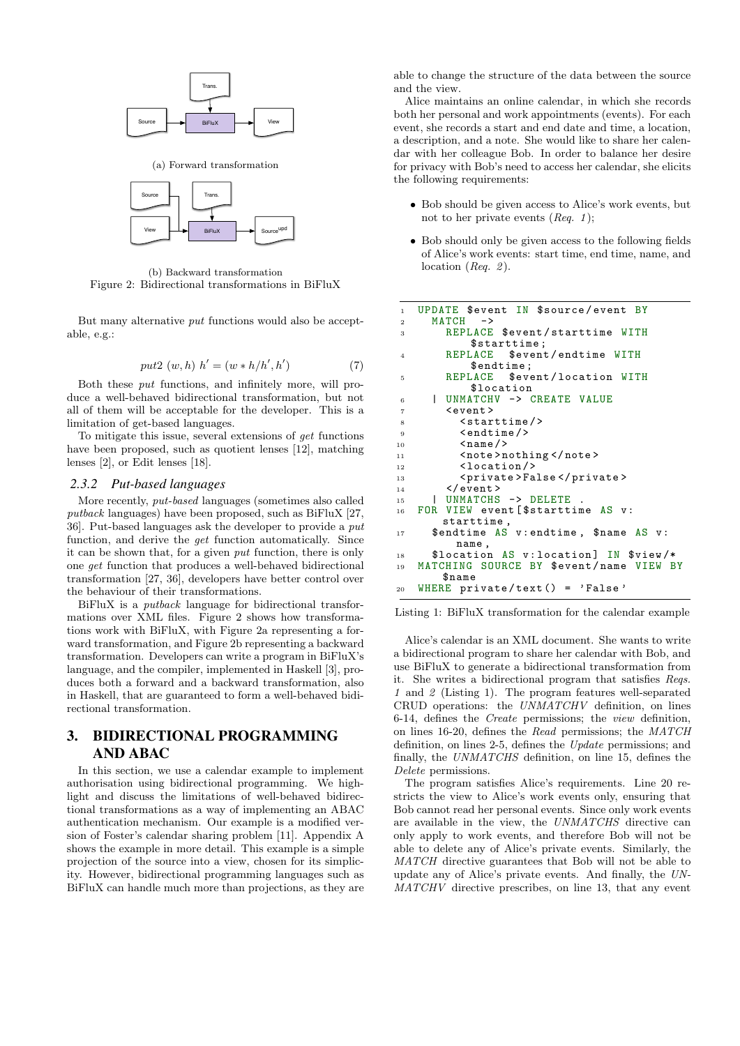Trans.

Source → BiFluX → View

(a) Forward transformation

Source, View, Trans. → BiFluX → Source^upd

(b) Backward transformation

Figure 2: Bidirectional transformations in BiFluX

But many alternative *put* functions would also be acceptable, e.g.:

$$put2\ (w, h)\ h' = (w * h/h', h') \tag{7}$$

Both these *put* functions, and infinitely more, will produce a well-behaved bidirectional transformation, but not all of them will be acceptable for the developer. This is a limitation of get-based languages.

To mitigate this issue, several extensions of *get* functions have been proposed, such as quotient lenses [12], matching lenses [2], or Edit lenses [18].

### 2.3.2 Put-based languages

More recently, *put-based* languages (sometimes also called *putback* languages) have been proposed, such as BiFluX [27, 36]. Put-based languages ask the developer to provide a *put* function, and derive the *get* function automatically. Since it can be shown that, for a given *put* function, there is only one *get* function that produces a well-behaved bidirectional transformation [27, 36], developers have better control over the behaviour of their transformations.

BiFluX is a *putback* language for bidirectional transformations over XML files. Figure 2 shows how transformations work with BiFluX, with Figure 2a representing a forward transformation, and Figure 2b representing a backward transformation. Developers can write a program in BiFluX's language, and the compiler, implemented in Haskell [3], produces both a forward and a backward transformation, also in Haskell, that are guaranteed to form a well-behaved bidirectional transformation.

## 3. BIDIRECTIONAL PROGRAMMING AND ABAC

In this section, we use a calendar example to implement authorisation using bidirectional programming. We highlight and discuss the limitations of well-behaved bidirectional transformations as a way of implementing an ABAC authentication mechanism. Our example is a modified version of Foster's calendar sharing problem [11]. Appendix A shows the example in more detail. This example is a simple projection of the source into a view, chosen for its simplicity. However, bidirectional programming languages such as BiFluX can handle much more than projections, as they are able to change the structure of the data between the source and the view.

Alice maintains an online calendar, in which she records both her personal and work appointments (events). For each event, she records a start and end date and time, a location, a description, and a note. She would like to share her calendar with her colleague Bob. In order to balance her desire for privacy with Bob's need to access her calendar, she elicits the following requirements:

- Bob should be given access to Alice's work events, but not to her private events (*Req. 1*);
- Bob should only be given access to the following fields of Alice's work events: start time, end time, name, and location (*Req. 2*).

```
1  UPDATE $event IN $source/event BY
2    MATCH  ->
3      REPLACE $event/starttime WITH
          $starttime;
4      REPLACE  $event/endtime  WITH
          $endtime;
5      REPLACE  $event/location  WITH
          $location
6    | UNMATCHV -> CREATE VALUE
7      <event>
8        <starttime/>
9        <endtime/>
10       <name/>
11       <note>nothing</note>
12       <location/>
13       <private>False</private>
14     </event>
15   | UNMATCHS -> DELETE .
16 FOR VIEW event[$starttime AS v:
      starttime,
17   $endtime AS v:endtime, $name AS v:
        name,
18   $location AS v:location] IN $view/*
19 MATCHING SOURCE BY $event/name VIEW BY
      $name
20 WHERE private/text() = 'False'
```

Listing 1: BiFluX transformation for the calendar example

Alice's calendar is an XML document. She wants to write a bidirectional program to share her calendar with Bob, and use BiFluX to generate a bidirectional transformation from it. She writes a bidirectional program that satisfies *Reqs. 1* and *2* (Listing 1). The program features well-separated CRUD operations: the *UNMATCHV* definition, on lines 6-14, defines the *Create* permissions; the *view* definition, on lines 16-20, defines the *Read* permissions; the *MATCH* definition, on lines 2-5, defines the *Update* permissions; and finally, the *UNMATCHS* definition, on line 15, defines the *Delete* permissions.

The program satisfies Alice's requirements. Line 20 restricts the view to Alice's work events only, ensuring that Bob cannot read her personal events. Since only work events are available in the view, the *UNMATCHS* directive can only apply to work events, and therefore Bob will not be able to delete any of Alice's private events. Similarly, the *MATCH* directive guarantees that Bob will not be able to update any of Alice's private events. And finally, the *UNMATCHV* directive prescribes, on line 13, that any event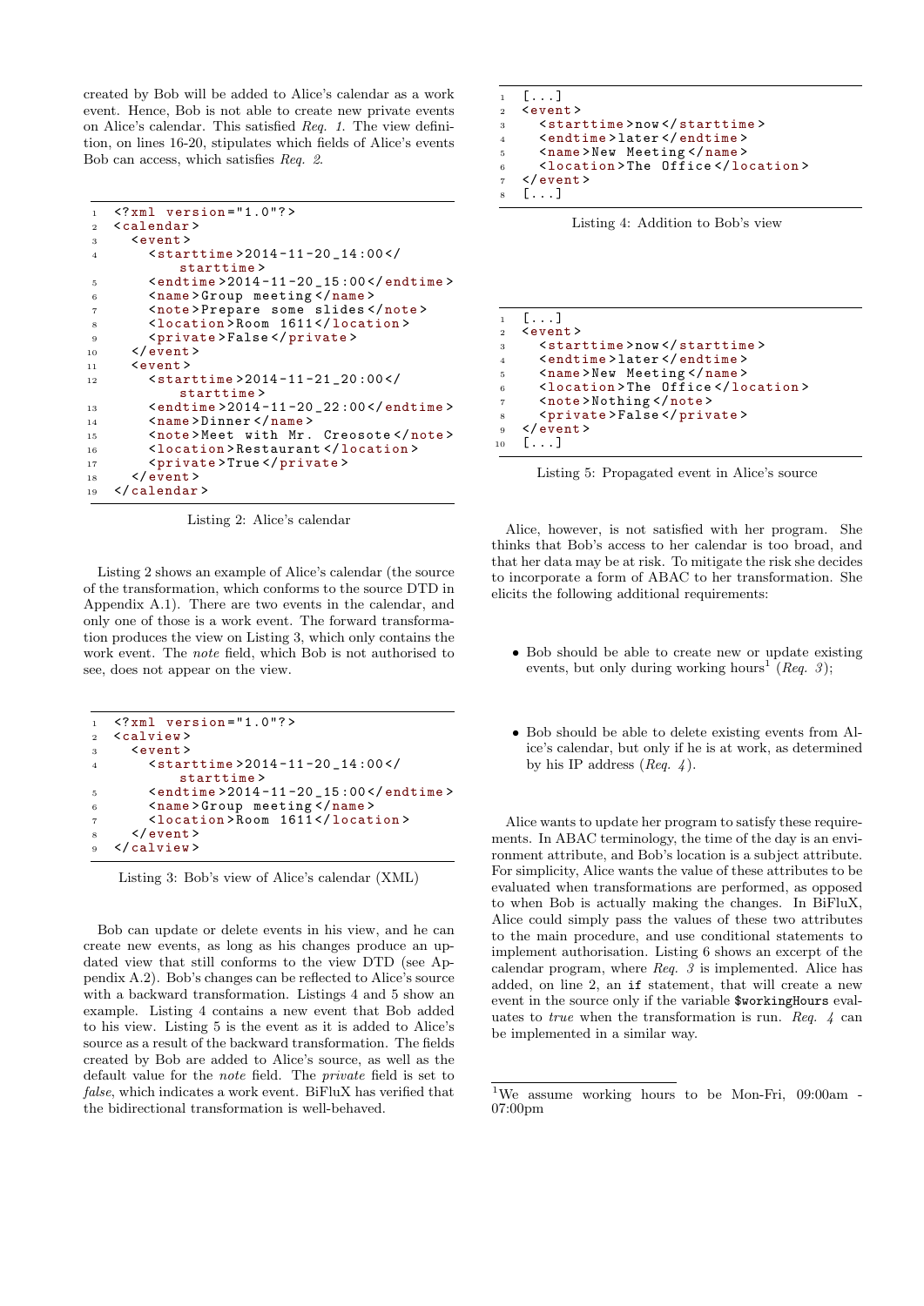created by Bob will be added to Alice's calendar as a work event. Hence, Bob is not able to create new private events on Alice's calendar. This satisfied *Req. 1*. The view definition, on lines 16-20, stipulates which fields of Alice's events Bob can access, which satisfies *Req. 2*.

```
<?xml version="1.0"?>
<calendar>
  <event>
    <starttime>2014-11-20_14:00</
        starttime>
    <endtime>2014-11-20_15:00</endtime>
    <name>Group meeting</name>
    <note>Prepare some slides</note>
    <location>Room 1611</location>
    <private>False</private>
  </event>
  <event>
    <starttime>2014-11-21_20:00</
        starttime>
    <endtime>2014-11-20_22:00</endtime>
    <name>Dinner</name>
    <note>Meet with Mr. Creosote</note>
    <location>Restaurant</location>
    <private>True</private>
  </event>
</calendar>
```

Listing 2: Alice's calendar

Listing 2 shows an example of Alice's calendar (the source of the transformation, which conforms to the source DTD in Appendix A.1). There are two events in the calendar, and only one of those is a work event. The forward transformation produces the view on Listing 3, which only contains the work event. The *note* field, which Bob is not authorised to see, does not appear on the view.

```
<?xml version="1.0"?>
<calview>
  <event>
    <starttime>2014-11-20_14:00</
        starttime>
    <endtime>2014-11-20_15:00</endtime>
    <name>Group meeting</name>
    <location>Room 1611</location>
  </event>
</calview>
```

Listing 3: Bob's view of Alice's calendar (XML)

Bob can update or delete events in his view, and he can create new events, as long as his changes produce an updated view that still conforms to the view DTD (see Appendix A.2). Bob's changes can be reflected to Alice's source with a backward transformation. Listings 4 and 5 show an example. Listing 4 contains a new event that Bob added to his view. Listing 5 is the event as it is added to Alice's source as a result of the backward transformation. The fields created by Bob are added to Alice's source, as well as the default value for the *note* field. The *private* field is set to *false*, which indicates a work event. BiFluX has verified that the bidirectional transformation is well-behaved.

```
[...]
<event>
  <starttime>now</starttime>
  <endtime>later</endtime>
  <name>New Meeting</name>
  <location>The Office</location>
</event>
[...]
```

Listing 4: Addition to Bob's view

```
[...]
<event>
  <starttime>now</starttime>
  <endtime>later</endtime>
  <name>New Meeting</name>
  <location>The Office</location>
  <note>Nothing</note>
  <private>False</private>
</event>
[...]
```

Listing 5: Propagated event in Alice's source

Alice, however, is not satisfied with her program. She thinks that Bob's access to her calendar is too broad, and that her data may be at risk. To mitigate the risk she decides to incorporate a form of ABAC to her transformation. She elicits the following additional requirements:

- Bob should be able to create new or update existing events, but only during working hours[1] (*Req. 3*);
- Bob should be able to delete existing events from Alice's calendar, but only if he is at work, as determined by his IP address (*Req. 4*).

Alice wants to update her program to satisfy these requirements. In ABAC terminology, the time of the day is an environment attribute, and Bob's location is a subject attribute. For simplicity, Alice wants the value of these attributes to be evaluated when transformations are performed, as opposed to when Bob is actually making the changes. In BiFluX, Alice could simply pass the values of these two attributes to the main procedure, and use conditional statements to implement authorisation. Listing 6 shows an excerpt of the calendar program, where *Req. 3* is implemented. Alice has added, on line 2, an `if` statement, that will create a new event in the source only if the variable `$workingHours` evaluates to *true* when the transformation is run. *Req. 4* can be implemented in a similar way.

[1] We assume working hours to be Mon-Fri, 09:00am - 07:00pm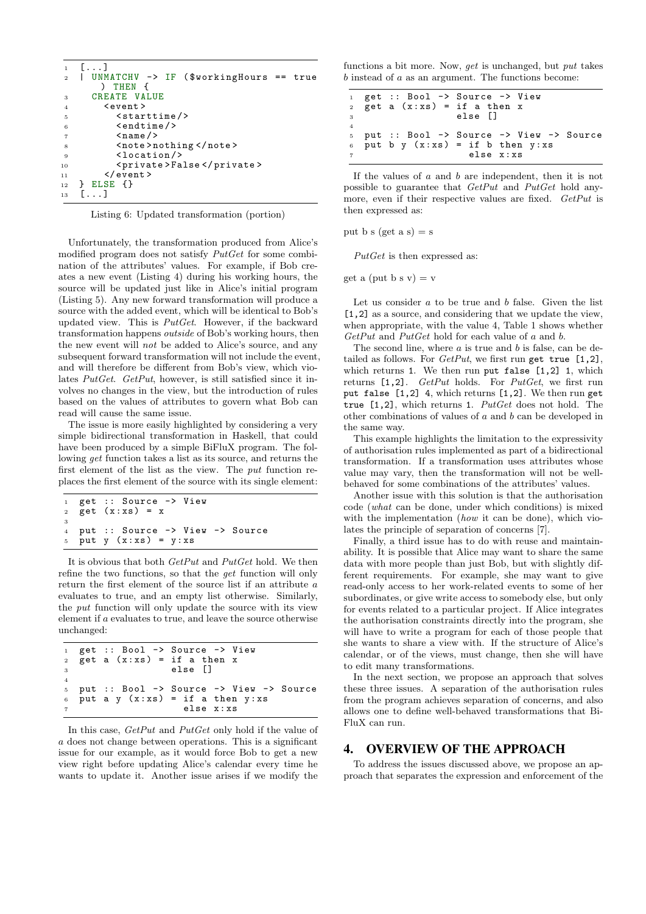```
[...]
| UNMATCHV -> IF ($workingHours == true
    ) THEN {
  CREATE VALUE
    <event>
      <starttime/>
      <endtime/>
      <name/>
      <note>nothing</note>
      <location/>
      <private>False</private>
    </event>
} ELSE {}
[...]
```

Listing 6: Updated transformation (portion)

Unfortunately, the transformation produced from Alice's modified program does not satisfy *PutGet* for some combination of the attributes' values. For example, if Bob creates a new event (Listing 4) during his working hours, the source will be updated just like in Alice's initial program (Listing 5). Any new forward transformation will produce a source with the added event, which will be identical to Bob's updated view. This is *PutGet*. However, if the backward transformation happens *outside* of Bob's working hours, then the new event will *not* be added to Alice's source, and any subsequent forward transformation will not include the event, and will therefore be different from Bob's view, which violates *PutGet*. *GetPut*, however, is still satisfied since it involves no changes in the view, but the introduction of rules based on the values of attributes to govern what Bob can read will cause the same issue.

The issue is more easily highlighted by considering a very simple bidirectional transformation in Haskell, that could have been produced by a simple BiFluX program. The following *get* function takes a list as its source, and returns the first element of the list as the view. The *put* function replaces the first element of the source with its single element:

```
get :: Source -> View
get (x:xs) = x

put :: Source -> View -> Source
put y (x:xs) = y:xs
```

It is obvious that both *GetPut* and *PutGet* hold. We then refine the two functions, so that the *get* function will only return the first element of the source list if an attribute $a$ evaluates to true, and an empty list otherwise. Similarly, the *put* function will only update the source with its view element if $a$ evaluates to true, and leave the source otherwise unchanged:

```
get :: Bool -> Source -> View
get a (x:xs) = if a then x
               else []

put :: Bool -> Source -> View -> Source
put a y (x:xs) = if a then y:xs
                 else x:xs
```

In this case, *GetPut* and *PutGet* only hold if the value of $a$ does not change between operations. This is a significant issue for our example, as it would force Bob to get a new view right before updating Alice's calendar every time he wants to update it. Another issue arises if we modify the functions a bit more. Now, *get* is unchanged, but *put* takes $b$ instead of $a$ as an argument. The functions become:

```
get :: Bool -> Source -> View
get a (x:xs) = if a then x
               else []

put :: Bool -> Source -> View -> Source
put b y (x:xs) = if b then y:xs
                 else x:xs
```

If the values of $a$ and $b$ are independent, then it is not possible to guarantee that *GetPut* and *PutGet* hold anymore, even if their respective values are fixed. *GetPut* is then expressed as:

put b s (get a s) = s

*PutGet* is then expressed as:

get a (put b s v) = v

Let us consider $a$ to be true and $b$ false. Given the list `[1,2]` as a source, and considering that we update the view, when appropriate, with the value 4, Table 1 shows whether *GetPut* and *PutGet* hold for each value of $a$ and $b$.

The second line, where $a$ is true and $b$ is false, can be detailed as follows. For *GetPut*, we first run `get true [1,2]`, which returns `1`. We then run `put false [1,2] 1`, which returns `[1,2]`. *GetPut* holds. For *PutGet*, we first run `put false [1,2] 4`, which returns `[1,2]`. We then run `get true [1,2]`, which returns `1`. *PutGet* does not hold. The other combinations of values of $a$ and $b$ can be developed in the same way.

This example highlights the limitation to the expressivity of authorisation rules implemented as part of a bidirectional transformation. If a transformation uses attributes whose value may vary, then the transformation will not be well-behaved for some combinations of the attributes' values.

Another issue with this solution is that the authorisation code (*what* can be done, under which conditions) is mixed with the implementation (*how* it can be done), which violates the principle of separation of concerns [7].

Finally, a third issue has to do with reuse and maintainability. It is possible that Alice may want to share the same data with more people than just Bob, but with slightly different requirements. For example, she may want to give read-only access to her work-related events to some of her subordinates, or give write access to somebody else, but only for events related to a particular project. If Alice integrates the authorisation constraints directly into the program, she will have to write a program for each of those people that she wants to share a view with. If the structure of Alice's calendar, or of the views, must change, then she will have to edit many transformations.

In the next section, we propose an approach that solves these three issues. A separation of the authorisation rules from the program achieves separation of concerns, and also allows one to define well-behaved transformations that BiFluX can run.

## 4. OVERVIEW OF THE APPROACH

To address the issues discussed above, we propose an approach that separates the expression and enforcement of the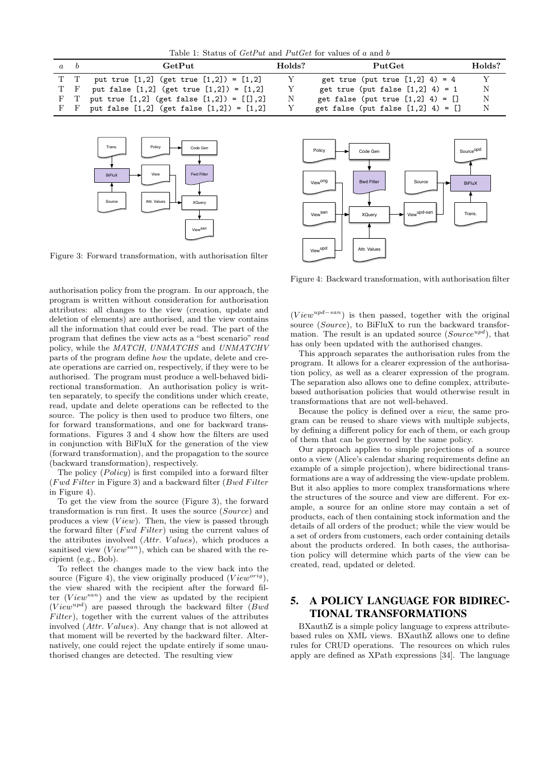Table 1: Status of *GetPut* and *PutGet* for values of *a* and *b*

| *a* | *b* | GetPut | Holds? | PutGet | Holds? |
|---|---|---|---|---|---|
| T | T | `put true [1,2] (get true [1,2]) = [1,2]` | Y | `get true (put true [1,2] 4) = 4` | Y |
| T | F | `put false [1,2] (get true [1,2]) = [1,2]` | Y | `get true (put false [1,2] 4) = 1` | N |
| F | T | `put true [1,2] (get false [1,2]) = [[],2]` | N | `get false (put true [1,2] 4) = []` | N |
| F | F | `put false [1,2] (get false [1,2]) = [1,2]` | Y | `get false (put false [1,2] 4) = []` | N |

Figure 3: Forward transformation, with authorisation filter

Figure 4: Backward transformation, with authorisation filter

authorisation policy from the program. In our approach, the program is written without consideration for authorisation attributes: all changes to the view (creation, update and deletion of elements) are authorised, and the view contains all the information that could ever be read. The part of the program that defines the view acts as a "best scenario" *read* policy, while the *MATCH*, *UNMATCHS* and *UNMATCHV* parts of the program define *how* the update, delete and create operations are carried on, respectively, if they were to be authorised. The program must produce a well-behaved bidirectional transformation. An authorisation policy is written separately, to specify the conditions under which create, read, update and delete operations can be reflected to the source. The policy is then used to produce two filters, one for forward transformations, and one for backward transformations. Figures 3 and 4 show how the filters are used in conjunction with BiFluX for the generation of the view (forward transformation), and the propagation to the source (backward transformation), respectively.

The policy (*Policy*) is first compiled into a forward filter (*Fwd Filter* in Figure 3) and a backward filter (*Bwd Filter* in Figure 4).

To get the view from the source (Figure 3), the forward transformation is run first. It uses the source (*Source*) and produces a view (*View*). Then, the view is passed through the forward filter (*Fwd Filter*) using the current values of the attributes involved (*Attr. Values*), which produces a sanitised view ($View^{san}$), which can be shared with the recipient (e.g., Bob).

To reflect the changes made to the view back into the source (Figure 4), the view originally produced ($View^{orig}$), the view shared with the recipient after the forward filter ($View^{san}$) and the view as updated by the recipient ($View^{upd}$) are passed through the backward filter (*Bwd Filter*), together with the current values of the attributes involved (*Attr. Values*). Any change that is not allowed at that moment will be reverted by the backward filter. Alternatively, one could reject the update entirely if some unauthorised changes are detected. The resulting view ($View^{upd-san}$) is then passed, together with the original source (*Source*), to BiFluX to run the backward transformation. The result is an updated source ($Source^{upd}$), that has only been updated with the authorised changes.

This approach separates the authorisation rules from the program. It allows for a clearer expression of the authorisation policy, as well as a clearer expression of the program. The separation also allows one to define complex, attribute-based authorisation policies that would otherwise result in transformations that are not well-behaved.

Because the policy is defined over a *view*, the same program can be reused to share views with multiple subjects, by defining a different policy for each of them, or each group of them that can be governed by the same policy.

Our approach applies to simple projections of a source onto a view (Alice's calendar sharing requirements define an example of a simple projection), where bidirectional transformations are a way of addressing the view-update problem. But it also applies to more complex transformations where the structures of the source and view are different. For example, a source for an online store may contain a set of products, each of then containing stock information and the details of all orders of the product; while the view would be a set of orders from customers, each order containing details about the products ordered. In both cases, the authorisation policy will determine which parts of the view can be created, read, updated or deleted.

## 5. A POLICY LANGUAGE FOR BIDIRECTIONAL TRANSFORMATIONS

BXauthZ is a simple policy language to express attribute-based rules on XML views. BXauthZ allows one to define rules for CRUD operations. The resources on which rules apply are defined as XPath expressions [34]. The language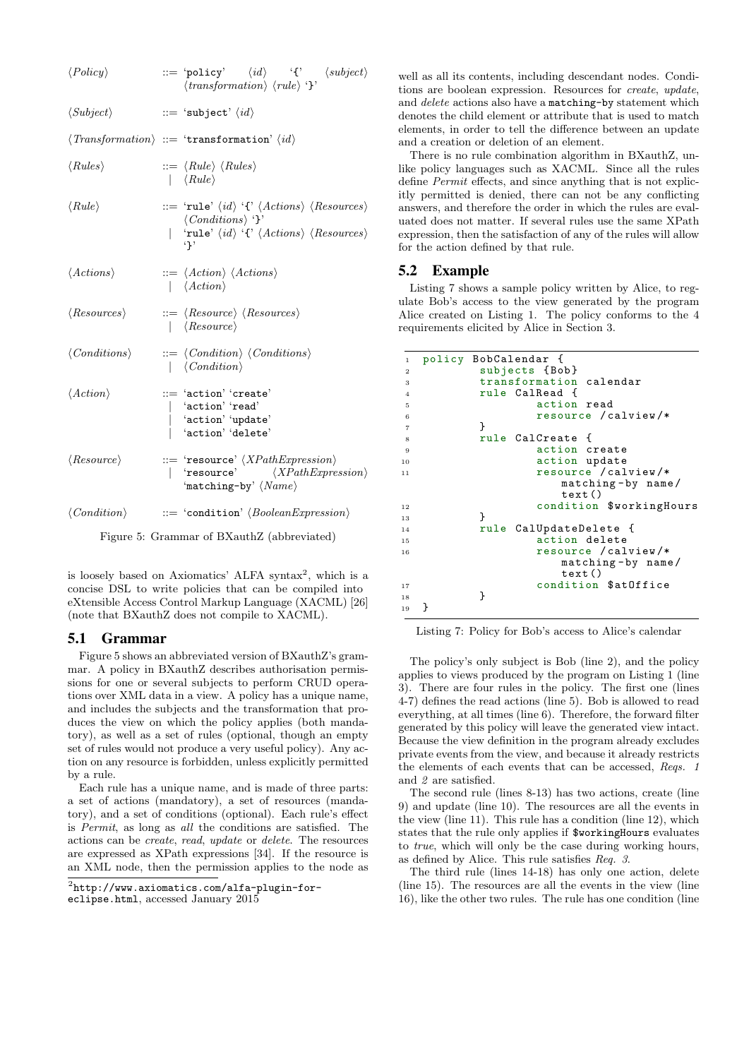```
⟨Policy⟩          ::= 'policy' ⟨id⟩ '{' ⟨subject⟩
                      ⟨transformation⟩ ⟨rule⟩ '}'

⟨Subject⟩         ::= 'subject' ⟨id⟩

⟨Transformation⟩  ::= 'transformation' ⟨id⟩

⟨Rules⟩           ::= ⟨Rule⟩ ⟨Rules⟩
                   |  ⟨Rule⟩

⟨Rule⟩            ::= 'rule' ⟨id⟩ '{' ⟨Actions⟩ ⟨Resources⟩
                      ⟨Conditions⟩ '}'
                   |  'rule' ⟨id⟩ '{' ⟨Actions⟩ ⟨Resources⟩
                      '}'

⟨Actions⟩         ::= ⟨Action⟩ ⟨Actions⟩
                   |  ⟨Action⟩

⟨Resources⟩       ::= ⟨Resource⟩ ⟨Resources⟩
                   |  ⟨Resource⟩

⟨Conditions⟩      ::= ⟨Condition⟩ ⟨Conditions⟩
                   |  ⟨Condition⟩

⟨Action⟩          ::= 'action' 'create'
                   |  'action' 'read'
                   |  'action' 'update'
                   |  'action' 'delete'

⟨Resource⟩        ::= 'resource' ⟨XPathExpression⟩
                   |  'resource' ⟨XPathExpression⟩
                      'matching-by' ⟨Name⟩

⟨Condition⟩       ::= 'condition' ⟨BooleanExpression⟩
```

Figure 5: Grammar of BXauthZ (abbreviated)

is loosely based on Axiomatics' ALFA syntax[2], which is a concise DSL to write policies that can be compiled into eXtensible Access Control Markup Language (XACML) [26] (note that BXauthZ does not compile to XACML).

## 5.1 Grammar

Figure 5 shows an abbreviated version of BXauthZ's grammar. A policy in BXauthZ describes authorisation permissions for one or several subjects to perform CRUD operations over XML data in a view. A policy has a unique name, and includes the subjects and the transformation that produces the view on which the policy applies (both mandatory), as well as a set of rules (optional, though an empty set of rules would not produce a very useful policy). Any action on any resource is forbidden, unless explicitly permitted by a rule.

Each rule has a unique name, and is made of three parts: a set of actions (mandatory), a set of resources (mandatory), and a set of conditions (optional). Each rule's effect is *Permit*, as long as *all* the conditions are satisfied. The actions can be *create*, *read*, *update* or *delete*. The resources are expressed as XPath expressions [34]. If the resource is an XML node, then the permission applies to the node as well as all its contents, including descendant nodes. Conditions are boolean expression. Resources for *create*, *update*, and *delete* actions also have a `matching-by` statement which denotes the child element or attribute that is used to match elements, in order to tell the difference between an update and a creation or deletion of an element.

There is no rule combination algorithm in BXauthZ, unlike policy languages such as XACML. Since all the rules define *Permit* effects, and since anything that is not explicitly permitted is denied, there can not be any conflicting answers, and therefore the order in which the rules are evaluated does not matter. If several rules use the same XPath expression, then the satisfaction of any of the rules will allow for the action defined by that rule.

## 5.2 Example

Listing 7 shows a sample policy written by Alice, to regulate Bob's access to the view generated by the program Alice created on Listing 1. The policy conforms to the 4 requirements elicited by Alice in Section 3.

```
1  policy BobCalendar {
2          subjects {Bob}
3          transformation calendar
4          rule CalRead {
5                  action read
6                  resource /calview/*
7          }
8          rule CalCreate {
9                  action create
10                 action update
11                 resource /calview/*
                       matching-by name/
                       text()
12                 condition $workingHours
13         }
14         rule CalUpdateDelete {
15                 action delete
16                 resource /calview/*
                       matching-by name/
                       text()
17                 condition $atOffice
18         }
19 }
```

Listing 7: Policy for Bob's access to Alice's calendar

The policy's only subject is Bob (line 2), and the policy applies to views produced by the program on Listing 1 (line 3). There are four rules in the policy. The first one (lines 4-7) defines the read actions (line 5). Bob is allowed to read everything, at all times (line 6). Therefore, the forward filter generated by this policy will leave the generated view intact. Because the view definition in the program already excludes private events from the view, and because it already restricts the elements of each events that can be accessed, *Reqs. 1* and *2* are satisfied.

The second rule (lines 8-13) has two actions, create (line 9) and update (line 10). The resources are all the events in the view (line 11). This rule has a condition (line 12), which states that the rule only applies if `$workingHours` evaluates to *true*, which will only be the case during working hours, as defined by Alice. This rule satisfies *Req. 3*.

The third rule (lines 14-18) has only one action, delete (line 15). The resources are all the events in the view (line 16), like the other two rules. The rule has one condition (line

[2] http://www.axiomatics.com/alfa-plugin-for-eclipse.html, accessed January 2015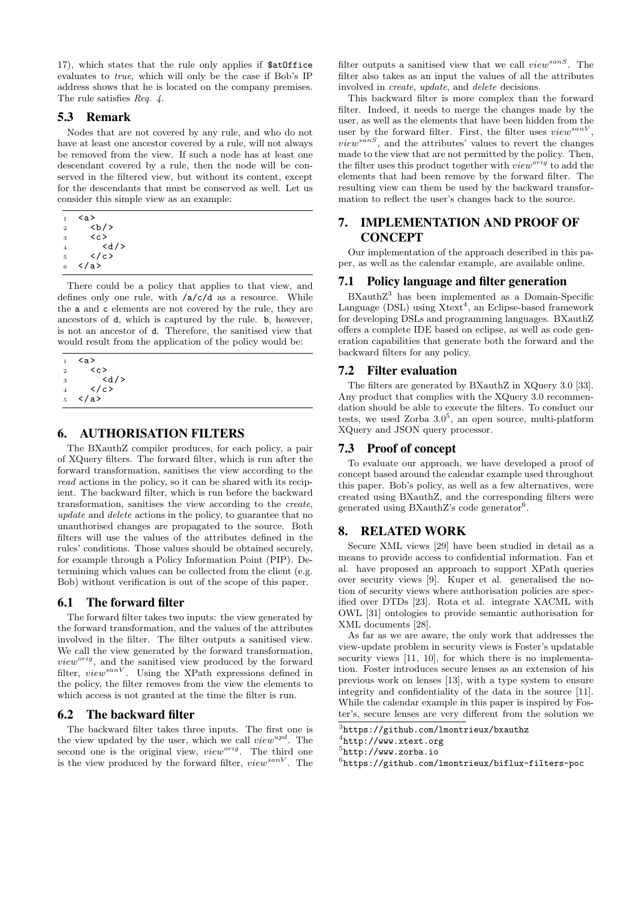17), which states that the rule only applies if `$atOffice` evaluates to *true*, which will only be the case if Bob's IP address shows that he is located on the company premises. The rule satisfies *Req. 4*.

## 5.3 Remark

Nodes that are not covered by any rule, and who do not have at least one ancestor covered by a rule, will not always be removed from the view. If such a node has at least one descendant covered by a rule, then the node will be conserved in the filtered view, but without its content, except for the descendants that must be conserved as well. Let us consider this simple view as an example:

```
<a>
   <b/>
   <c>
      <d/>
   </c>
</a>
```

There could be a policy that applies to that view, and defines only one rule, with `/a/c/d` as a resource. While the `a` and `c` elements are not covered by the rule, they are ancestors of `d`, which is captured by the rule. `b`, however, is not an ancestor of `d`. Therefore, the sanitised view that would result from the application of the policy would be:

```
<a>
   <c>
      <d/>
   </c>
</a>
```

# 6. AUTHORISATION FILTERS

The BXauthZ compiler produces, for each policy, a pair of XQuery filters. The forward filter, which is run after the forward transformation, sanitises the view according to the *read* actions in the policy, so it can be shared with its recipient. The backward filter, which is run before the backward transformation, sanitises the view according to the *create*, *update* and *delete* actions in the policy, to guarantee that no unauthorised changes are propagated to the source. Both filters will use the values of the attributes defined in the rules' conditions. Those values should be obtained securely, for example through a Policy Information Point (PIP). Determining which values can be collected from the client (e.g. Bob) without verification is out of the scope of this paper.

## 6.1 The forward filter

The forward filter takes two inputs: the view generated by the forward transformation, and the values of the attributes involved in the filter. The filter outputs a sanitised view. We call the view generated by the forward transformation, $view^{orig}$, and the sanitised view produced by the forward filter, $view^{sanV}$. Using the XPath expressions defined in the policy, the filter removes from the view the elements to which access is not granted at the time the filter is run.

## 6.2 The backward filter

The backward filter takes three inputs. The first one is the view updated by the user, which we call $view^{upd}$. The second one is the original view, $view^{orig}$. The third one is the view produced by the forward filter, $view^{sanV}$. The filter outputs a sanitised view that we call $view^{sanS}$. The filter also takes as an input the values of all the attributes involved in *create*, *update*, and *delete* decisions.

This backward filter is more complex than the forward filter. Indeed, it needs to merge the changes made by the user, as well as the elements that have been hidden from the user by the forward filter. First, the filter uses $view^{sanV}$, $view^{sanS}$, and the attributes' values to revert the changes made to the view that are not permitted by the policy. Then, the filter uses this product together with $view^{orig}$ to add the elements that had been remove by the forward filter. The resulting view can them be used by the backward transformation to reflect the user's changes back to the source.

# 7. IMPLEMENTATION AND PROOF OF CONCEPT

Our implementation of the approach described in this paper, as well as the calendar example, are available online.

## 7.1 Policy language and filter generation

BXauthZ[3] has been implemented as a Domain-Specific Language (DSL) using Xtext[4], an Eclipse-based framework for developing DSLs and programming languages. BXauthZ offers a complete IDE based on eclipse, as well as code generation capabilities that generate both the forward and the backward filters for any policy.

## 7.2 Filter evaluation

The filters are generated by BXauthZ in XQuery 3.0 [33]. Any product that complies with the XQuery 3.0 recommendation should be able to execute the filters. To conduct our tests, we used Zorba 3.0[5], an open source, multi-platform XQuery and JSON query processor.

## 7.3 Proof of concept

To evaluate our approach, we have developed a proof of concept based around the calendar example used throughout this paper. Bob's policy, as well as a few alternatives, were created using BXauthZ, and the corresponding filters were generated using BXauthZ's code generator[6].

# 8. RELATED WORK

Secure XML views [29] have been studied in detail as a means to provide access to confidential information. Fan et al. have proposed an approach to support XPath queries over security views [9]. Kuper et al. generalised the notion of security views where authorisation policies are specified over DTDs [23]. Rota et al. integrate XACML with OWL [31] ontologies to provide semantic authorisation for XML documents [28].

As far as we are aware, the only work that addresses the view-update problem in security views is Foster's updatable security views [11, 10], for which there is no implementation. Foster introduces secure lenses as an extension of his previous work on lenses [13], with a type system to ensure integrity and confidentiality of the data in the source [11]. While the calendar example in this paper is inspired by Foster's, secure lenses are very different from the solution we

[3] https://github.com/lmontrieux/bxauthz

[4] http://www.xtext.org

[5] http://www.zorba.io

[6] https://github.com/lmontrieux/biflux-filters-poc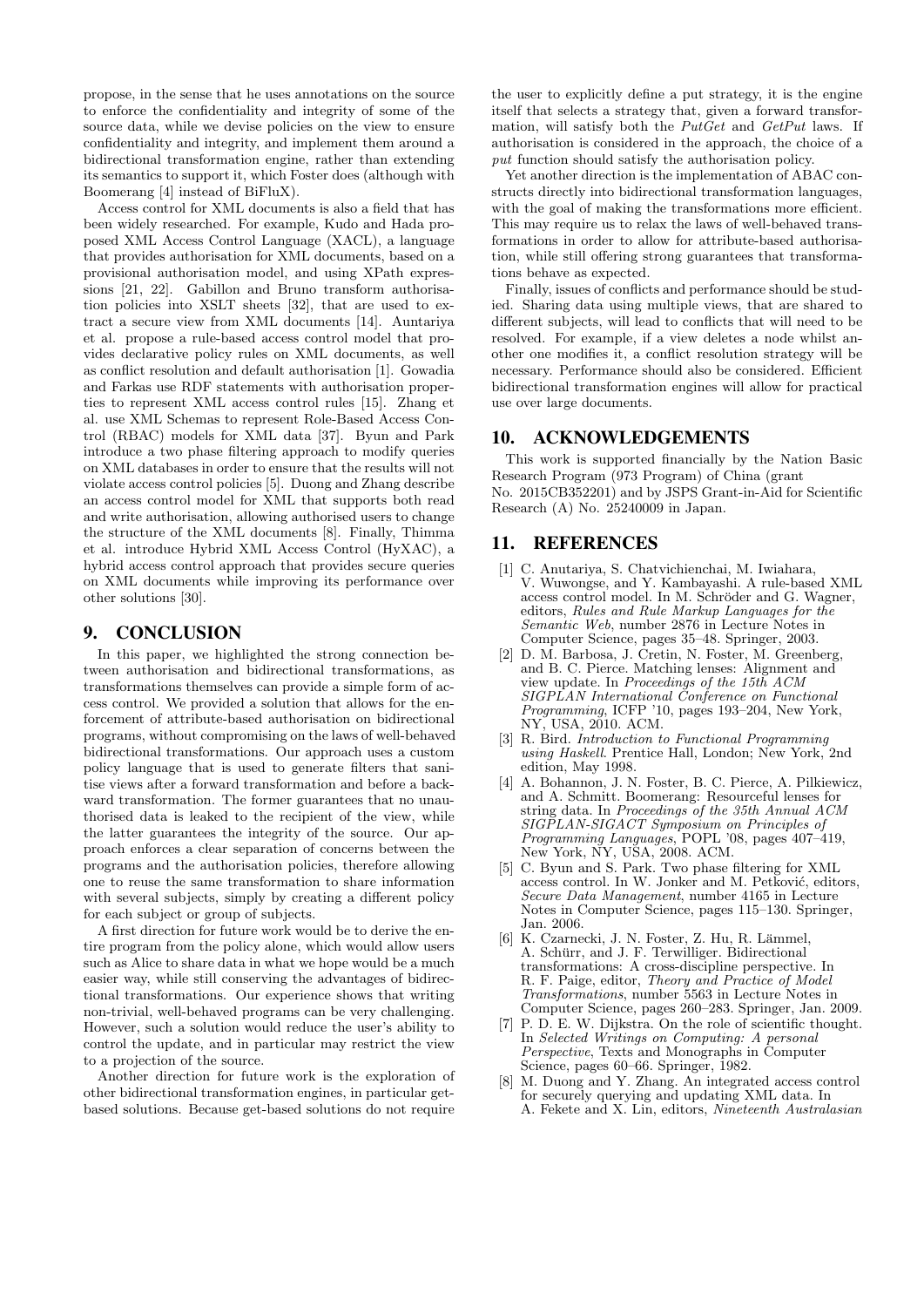propose, in the sense that he uses annotations on the source to enforce the confidentiality and integrity of some of the source data, while we devise policies on the view to ensure confidentiality and integrity, and implement them around a bidirectional transformation engine, rather than extending its semantics to support it, which Foster does (although with Boomerang [4] instead of BiFluX).

Access control for XML documents is also a field that has been widely researched. For example, Kudo and Hada proposed XML Access Control Language (XACL), a language that provides authorisation for XML documents, based on a provisional authorisation model, and using XPath expressions [21, 22]. Gabillon and Bruno transform authorisation policies into XSLT sheets [32], that are used to extract a secure view from XML documents [14]. Auntariya et al. propose a rule-based access control model that provides declarative policy rules on XML documents, as well as conflict resolution and default authorisation [1]. Gowadia and Farkas use RDF statements with authorisation properties to represent XML access control rules [15]. Zhang et al. use XML Schemas to represent Role-Based Access Control (RBAC) models for XML data [37]. Byun and Park introduce a two phase filtering approach to modify queries on XML databases in order to ensure that the results will not violate access control policies [5]. Duong and Zhang describe an access control model for XML that supports both read and write authorisation, allowing authorised users to change the structure of the XML documents [8]. Finally, Thimma et al. introduce Hybrid XML Access Control (HyXAC), a hybrid access control approach that provides secure queries on XML documents while improving its performance over other solutions [30].

## 9. CONCLUSION

In this paper, we highlighted the strong connection between authorisation and bidirectional transformations, as transformations themselves can provide a simple form of access control. We provided a solution that allows for the enforcement of attribute-based authorisation on bidirectional programs, without compromising on the laws of well-behaved bidirectional transformations. Our approach uses a custom policy language that is used to generate filters that sanitise views after a forward transformation and before a backward transformation. The former guarantees that no unauthorised data is leaked to the recipient of the view, while the latter guarantees the integrity of the source. Our approach enforces a clear separation of concerns between the programs and the authorisation policies, therefore allowing one to reuse the same transformation to share information with several subjects, simply by creating a different policy for each subject or group of subjects.

A first direction for future work would be to derive the entire program from the policy alone, which would allow users such as Alice to share data in what we hope would be a much easier way, while still conserving the advantages of bidirectional transformations. Our experience shows that writing non-trivial, well-behaved programs can be very challenging. However, such a solution would reduce the user's ability to control the update, and in particular may restrict the view to a projection of the source.

Another direction for future work is the exploration of other bidirectional transformation engines, in particular get-based solutions. Because get-based solutions do not require the user to explicitly define a put strategy, it is the engine itself that selects a strategy that, given a forward transformation, will satisfy both the *PutGet* and *GetPut* laws. If authorisation is considered in the approach, the choice of a *put* function should satisfy the authorisation policy.

Yet another direction is the implementation of ABAC constructs directly into bidirectional transformation languages, with the goal of making the transformations more efficient. This may require us to relax the laws of well-behaved transformations in order to allow for attribute-based authorisation, while still offering strong guarantees that transformations behave as expected.

Finally, issues of conflicts and performance should be studied. Sharing data using multiple views, that are shared to different subjects, will lead to conflicts that will need to be resolved. For example, if a view deletes a node whilst another one modifies it, a conflict resolution strategy will be necessary. Performance should also be considered. Efficient bidirectional transformation engines will allow for practical use over large documents.

## 10. ACKNOWLEDGEMENTS

This work is supported financially by the Nation Basic Research Program (973 Program) of China (grant No. 2015CB352201) and by JSPS Grant-in-Aid for Scientific Research (A) No. 25240009 in Japan.

## 11. REFERENCES

- [1] C. Anutariya, S. Chatvichienchai, M. Iwiahara, V. Wuwongse, and Y. Kambayashi. A rule-based XML access control model. In M. Schröder and G. Wagner, editors, *Rules and Rule Markup Languages for the Semantic Web*, number 2876 in Lecture Notes in Computer Science, pages 35–48. Springer, 2003.
- [2] D. M. Barbosa, J. Cretin, N. Foster, M. Greenberg, and B. C. Pierce. Matching lenses: Alignment and view update. In *Proceedings of the 15th ACM SIGPLAN International Conference on Functional Programming*, ICFP '10, pages 193–204, New York, NY, USA, 2010. ACM.
- [3] R. Bird. *Introduction to Functional Programming using Haskell*. Prentice Hall, London; New York, 2nd edition, May 1998.
- [4] A. Bohannon, J. N. Foster, B. C. Pierce, A. Pilkiewicz, and A. Schmitt. Boomerang: Resourceful lenses for string data. In *Proceedings of the 35th Annual ACM SIGPLAN-SIGACT Symposium on Principles of Programming Languages*, POPL '08, pages 407–419, New York, NY, USA, 2008. ACM.
- [5] C. Byun and S. Park. Two phase filtering for XML access control. In W. Jonker and M. Petković, editors, *Secure Data Management*, number 4165 in Lecture Notes in Computer Science, pages 115–130. Springer, Jan. 2006.
- [6] K. Czarnecki, J. N. Foster, Z. Hu, R. Lämmel, A. Schürr, and J. F. Terwilliger. Bidirectional transformations: A cross-discipline perspective. In R. F. Paige, editor, *Theory and Practice of Model Transformations*, number 5563 in Lecture Notes in Computer Science, pages 260–283. Springer, Jan. 2009.
- [7] P. D. E. W. Dijkstra. On the role of scientific thought. In *Selected Writings on Computing: A personal Perspective*, Texts and Monographs in Computer Science, pages 60–66. Springer, 1982.
- [8] M. Duong and Y. Zhang. An integrated access control for securely querying and updating XML data. In A. Fekete and X. Lin, editors, *Nineteenth Australasian*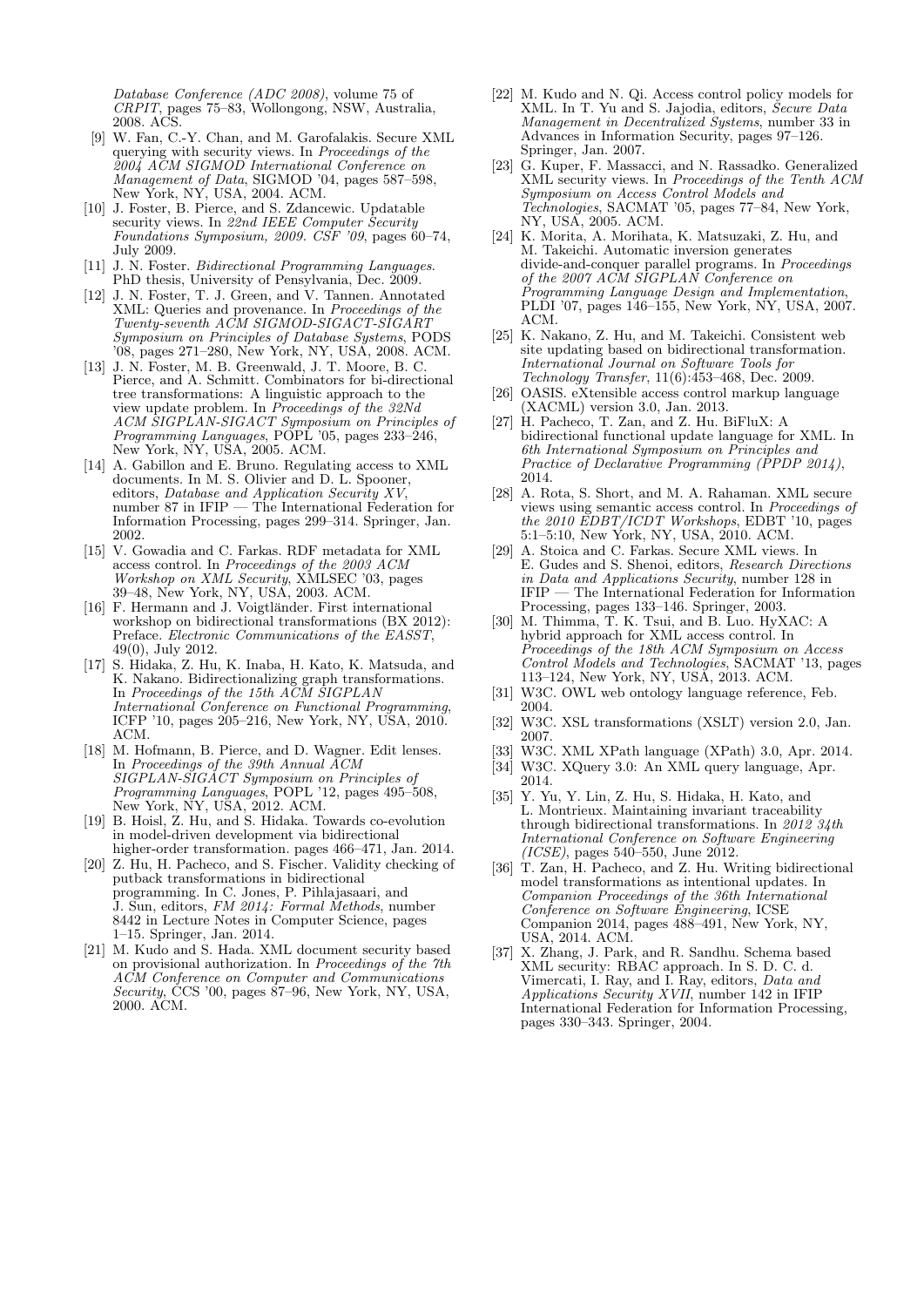*Database Conference (ADC 2008)*, volume 75 of *CRPIT*, pages 75–83, Wollongong, NSW, Australia, 2008. ACS.

[9] W. Fan, C.-Y. Chan, and M. Garofalakis. Secure XML querying with security views. In *Proceedings of the 2004 ACM SIGMOD International Conference on Management of Data*, SIGMOD '04, pages 587–598, New York, NY, USA, 2004. ACM.

[10] J. Foster, B. Pierce, and S. Zdancewic. Updatable security views. In *22nd IEEE Computer Security Foundations Symposium, 2009. CSF '09*, pages 60–74, July 2009.

[11] J. N. Foster. *Bidirectional Programming Languages*. PhD thesis, University of Pensylvania, Dec. 2009.

[12] J. N. Foster, T. J. Green, and V. Tannen. Annotated XML: Queries and provenance. In *Proceedings of the Twenty-seventh ACM SIGMOD-SIGACT-SIGART Symposium on Principles of Database Systems*, PODS '08, pages 271–280, New York, NY, USA, 2008. ACM.

[13] J. N. Foster, M. B. Greenwald, J. T. Moore, B. C. Pierce, and A. Schmitt. Combinators for bi-directional tree transformations: A linguistic approach to the view update problem. In *Proceedings of the 32Nd ACM SIGPLAN-SIGACT Symposium on Principles of Programming Languages*, POPL '05, pages 233–246, New York, NY, USA, 2005. ACM.

[14] A. Gabillon and E. Bruno. Regulating access to XML documents. In M. S. Olivier and D. L. Spooner, editors, *Database and Application Security XV*, number 87 in IFIP — The International Federation for Information Processing, pages 299–314. Springer, Jan. 2002.

[15] V. Gowadia and C. Farkas. RDF metadata for XML access control. In *Proceedings of the 2003 ACM Workshop on XML Security*, XMLSEC '03, pages 39–48, New York, NY, USA, 2003. ACM.

[16] F. Hermann and J. Voigtländer. First international workshop on bidirectional transformations (BX 2012): Preface. *Electronic Communications of the EASST*, 49(0), July 2012.

[17] S. Hidaka, Z. Hu, K. Inaba, H. Kato, K. Matsuda, and K. Nakano. Bidirectionalizing graph transformations. In *Proceedings of the 15th ACM SIGPLAN International Conference on Functional Programming*, ICFP '10, pages 205–216, New York, NY, USA, 2010. ACM.

[18] M. Hofmann, B. Pierce, and D. Wagner. Edit lenses. In *Proceedings of the 39th Annual ACM SIGPLAN-SIGACT Symposium on Principles of Programming Languages*, POPL '12, pages 495–508, New York, NY, USA, 2012. ACM.

[19] B. Hoisl, Z. Hu, and S. Hidaka. Towards co-evolution in model-driven development via bidirectional higher-order transformation. pages 466–471, Jan. 2014.

[20] Z. Hu, H. Pacheco, and S. Fischer. Validity checking of putback transformations in bidirectional programming. In C. Jones, P. Pihlajasaari, and J. Sun, editors, *FM 2014: Formal Methods*, number 8442 in Lecture Notes in Computer Science, pages 1–15. Springer, Jan. 2014.

[21] M. Kudo and S. Hada. XML document security based on provisional authorization. In *Proceedings of the 7th ACM Conference on Computer and Communications Security*, CCS '00, pages 87–96, New York, NY, USA, 2000. ACM.

[22] M. Kudo and N. Qi. Access control policy models for XML. In T. Yu and S. Jajodia, editors, *Secure Data Management in Decentralized Systems*, number 33 in Advances in Information Security, pages 97–126. Springer, Jan. 2007.

[23] G. Kuper, F. Massacci, and N. Rassadko. Generalized XML security views. In *Proceedings of the Tenth ACM Symposium on Access Control Models and Technologies*, SACMAT '05, pages 77–84, New York, NY, USA, 2005. ACM.

[24] K. Morita, A. Morihata, K. Matsuzaki, Z. Hu, and M. Takeichi. Automatic inversion generates divide-and-conquer parallel programs. In *Proceedings of the 2007 ACM SIGPLAN Conference on Programming Language Design and Implementation*, PLDI '07, pages 146–155, New York, NY, USA, 2007. ACM.

[25] K. Nakano, Z. Hu, and M. Takeichi. Consistent web site updating based on bidirectional transformation. *International Journal on Software Tools for Technology Transfer*, 11(6):453–468, Dec. 2009.

[26] OASIS. eXtensible access control markup language (XACML) version 3.0, Jan. 2013.

[27] H. Pacheco, T. Zan, and Z. Hu. BiFluX: A bidirectional functional update language for XML. In *6th International Symposium on Principles and Practice of Declarative Programming (PPDP 2014)*, 2014.

[28] A. Rota, S. Short, and M. A. Rahaman. XML secure views using semantic access control. In *Proceedings of the 2010 EDBT/ICDT Workshops*, EDBT '10, pages 5:1–5:10, New York, NY, USA, 2010. ACM.

[29] A. Stoica and C. Farkas. Secure XML views. In E. Gudes and S. Shenoi, editors, *Research Directions in Data and Applications Security*, number 128 in IFIP — The International Federation for Information Processing, pages 133–146. Springer, 2003.

[30] M. Thimma, T. K. Tsui, and B. Luo. HyXAC: A hybrid approach for XML access control. In *Proceedings of the 18th ACM Symposium on Access Control Models and Technologies*, SACMAT '13, pages 113–124, New York, NY, USA, 2013. ACM.

[31] W3C. OWL web ontology language reference, Feb. 2004.

[32] W3C. XSL transformations (XSLT) version 2.0, Jan. 2007.

[33] W3C. XML XPath language (XPath) 3.0, Apr. 2014.

[34] W3C. XQuery 3.0: An XML query language, Apr. 2014.

[35] Y. Yu, Y. Lin, Z. Hu, S. Hidaka, H. Kato, and L. Montrieux. Maintaining invariant traceability through bidirectional transformations. In *2012 34th International Conference on Software Engineering (ICSE)*, pages 540–550, June 2012.

[36] T. Zan, H. Pacheco, and Z. Hu. Writing bidirectional model transformations as intentional updates. In *Companion Proceedings of the 36th International Conference on Software Engineering*, ICSE Companion 2014, pages 488–491, New York, NY, USA, 2014. ACM.

[37] X. Zhang, J. Park, and R. Sandhu. Schema based XML security: RBAC approach. In S. D. C. d. Vimercati, I. Ray, and I. Ray, editors, *Data and Applications Security XVII*, number 142 in IFIP International Federation for Information Processing, pages 330–343. Springer, 2004.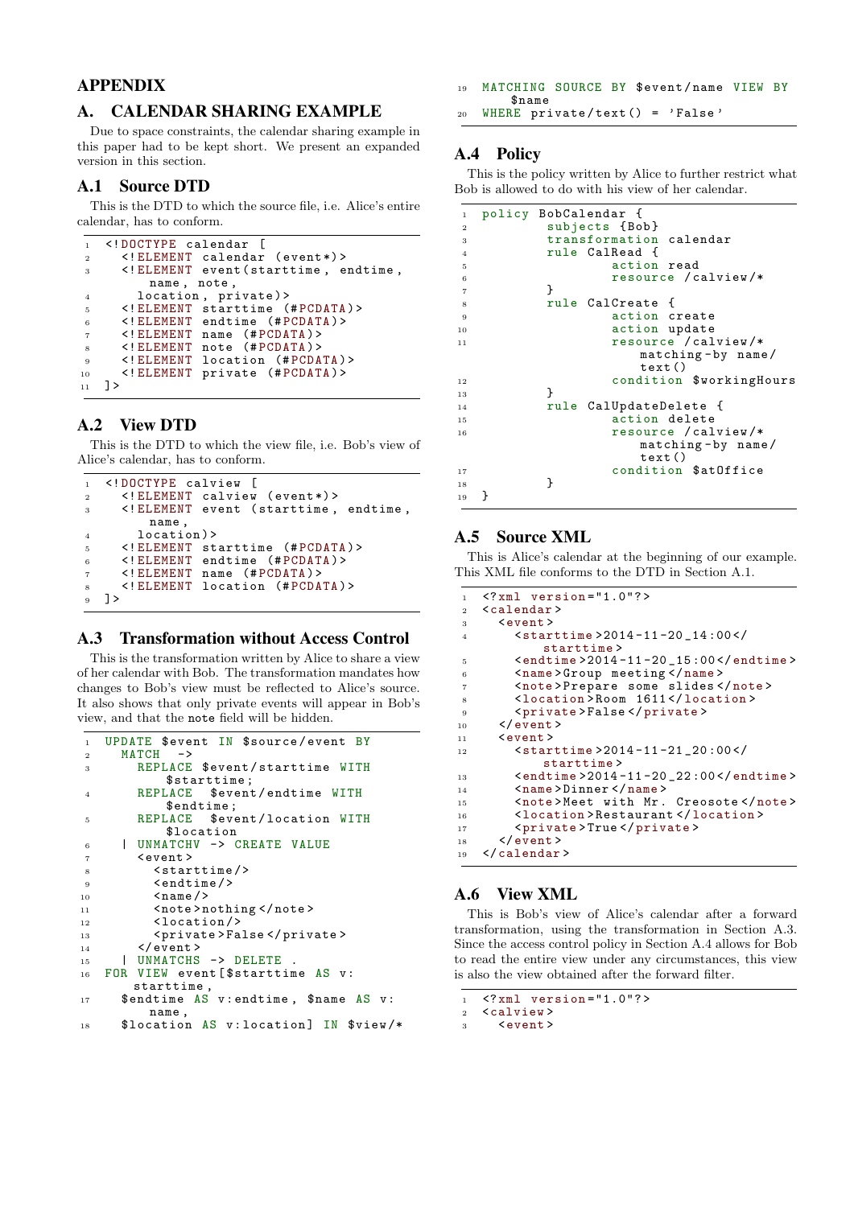# APPENDIX

## A. CALENDAR SHARING EXAMPLE

Due to space constraints, the calendar sharing example in this paper had to be kept short. We present an expanded version in this section.

### A.1 Source DTD

This is the DTD to which the source file, i.e. Alice's entire calendar, has to conform.

```
<!DOCTYPE calendar [
  <!ELEMENT calendar (event*)>
  <!ELEMENT event(starttime, endtime, name, note,
    location, private)>
  <!ELEMENT starttime (#PCDATA)>
  <!ELEMENT endtime (#PCDATA)>
  <!ELEMENT name (#PCDATA)>
  <!ELEMENT note (#PCDATA)>
  <!ELEMENT location (#PCDATA)>
  <!ELEMENT private (#PCDATA)>
]>
```

### A.2 View DTD

This is the DTD to which the view file, i.e. Bob's view of Alice's calendar, has to conform.

```
<!DOCTYPE calview [
  <!ELEMENT calview (event*)>
  <!ELEMENT event (starttime, endtime, name,
    location)>
  <!ELEMENT starttime (#PCDATA)>
  <!ELEMENT endtime (#PCDATA)>
  <!ELEMENT name (#PCDATA)>
  <!ELEMENT location (#PCDATA)>
]>
```

### A.3 Transformation without Access Control

This is the transformation written by Alice to share a view of her calendar with Bob. The transformation mandates how changes to Bob's view must be reflected to Alice's source. It also shows that only private events will appear in Bob's view, and that the `note` field will be hidden.

```
UPDATE $event IN $source/event BY
  MATCH ->
    REPLACE $event/starttime WITH
        $starttime;
    REPLACE $event/endtime WITH
        $endtime;
    REPLACE $event/location WITH
        $location
  | UNMATCHV -> CREATE VALUE
    <event>
      <starttime/>
      <endtime/>
      <name/>
      <note>nothing</note>
      <location/>
      <private>False</private>
    </event>
  | UNMATCHS -> DELETE .
FOR VIEW event[$starttime AS v:
    starttime,
  $endtime AS v:endtime, $name AS v:
    name,
  $location AS v:location] IN $view/*
MATCHING SOURCE BY $event/name VIEW BY
    $name
WHERE private/text() = 'False'
```

### A.4 Policy

This is the policy written by Alice to further restrict what Bob is allowed to do with his view of her calendar.

```
policy BobCalendar {
        subjects {Bob}
        transformation calendar
        rule CalRead {
                action read
                resource /calview/*
        }
        rule CalCreate {
                action create
                action update
                resource /calview/*
                    matching-by name/
                    text()
                condition $workingHours
        }
        rule CalUpdateDelete {
                action delete
                resource /calview/*
                    matching-by name/
                    text()
                condition $atOffice
        }
}
```

### A.5 Source XML

This is Alice's calendar at the beginning of our example. This XML file conforms to the DTD in Section A.1.

```
<?xml version="1.0"?>
<calendar>
  <event>
    <starttime>2014-11-20_14:00</
        starttime>
    <endtime>2014-11-20_15:00</endtime>
    <name>Group meeting</name>
    <note>Prepare some slides</note>
    <location>Room 1611</location>
    <private>False</private>
  </event>
  <event>
    <starttime>2014-11-21_20:00</
        starttime>
    <endtime>2014-11-20_22:00</endtime>
    <name>Dinner</name>
    <note>Meet with Mr. Creosote</note>
    <location>Restaurant</location>
    <private>True</private>
  </event>
</calendar>
```

### A.6 View XML

This is Bob's view of Alice's calendar after a forward transformation, using the transformation in Section A.3. Since the access control policy in Section A.4 allows for Bob to read the entire view under any circumstances, this view is also the view obtained after the forward filter.

```
<?xml version="1.0"?>
<calview>
  <event>
```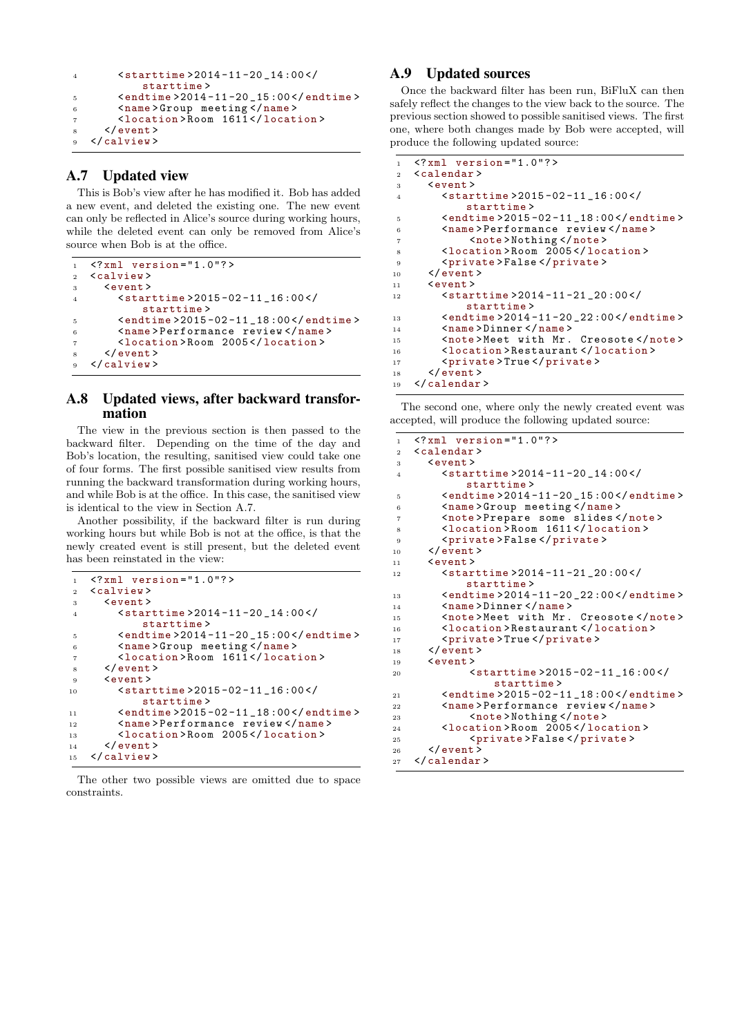```
4       <starttime>2014-11-20_14:00</
            starttime>
5       <endtime>2014-11-20_15:00</endtime>
6       <name>Group meeting</name>
7       <location>Room 1611</location>
8     </event>
9   </calview>
```

### A.7 Updated view

This is Bob's view after he has modified it. Bob has added a new event, and deleted the existing one. The new event can only be reflected in Alice's source during working hours, while the deleted event can only be removed from Alice's source when Bob is at the office.

```
1 <?xml version="1.0"?>
2 <calview>
3   <event>
4     <starttime>2015-02-11_16:00</
          starttime>
5     <endtime>2015-02-11_18:00</endtime>
6     <name>Performance review</name>
7     <location>Room 2005</location>
8   </event>
9 </calview>
```

### A.8 Updated views, after backward transformation

The view in the previous section is then passed to the backward filter. Depending on the time of the day and Bob's location, the resulting, sanitised view could take one of four forms. The first possible sanitised view results from running the backward transformation during working hours, and while Bob is at the office. In this case, the sanitised view is identical to the view in Section A.7.

Another possibility, if the backward filter is run during working hours but while Bob is not at the office, is that the newly created event is still present, but the deleted event has been reinstated in the view:

```
1  <?xml version="1.0"?>
2  <calview>
3    <event>
4      <starttime>2014-11-20_14:00</
           starttime>
5      <endtime>2014-11-20_15:00</endtime>
6      <name>Group meeting</name>
7      <location>Room 1611</location>
8    </event>
9    <event>
10     <starttime>2015-02-11_16:00</
           starttime>
11     <endtime>2015-02-11_18:00</endtime>
12     <name>Performance review</name>
13     <location>Room 2005</location>
14   </event>
15 </calview>
```

The other two possible views are omitted due to space constraints.

### A.9 Updated sources

Once the backward filter has been run, BiFluX can then safely reflect the changes to the view back to the source. The previous section showed to possible sanitised views. The first one, where both changes made by Bob were accepted, will produce the following updated source:

```
1  <?xml version="1.0"?>
2  <calendar>
3    <event>
4      <starttime>2015-02-11_16:00</
           starttime>
5      <endtime>2015-02-11_18:00</endtime>
6      <name>Performance review</name>
7          <note>Nothing</note>
8      <location>Room 2005</location>
9      <private>False</private>
10   </event>
11   <event>
12     <starttime>2014-11-21_20:00</
           starttime>
13     <endtime>2014-11-20_22:00</endtime>
14     <name>Dinner</name>
15     <note>Meet with Mr. Creosote</note>
16     <location>Restaurant</location>
17     <private>True</private>
18   </event>
19 </calendar>
```

The second one, where only the newly created event was accepted, will produce the following updated source:

```
1  <?xml version="1.0"?>
2  <calendar>
3    <event>
4      <starttime>2014-11-20_14:00</
           starttime>
5      <endtime>2014-11-20_15:00</endtime>
6      <name>Group meeting</name>
7      <note>Prepare some slides</note>
8      <location>Room 1611</location>
9      <private>False</private>
10   </event>
11   <event>
12     <starttime>2014-11-21_20:00</
           starttime>
13     <endtime>2014-11-20_22:00</endtime>
14     <name>Dinner</name>
15     <note>Meet with Mr. Creosote</note>
16     <location>Restaurant</location>
17     <private>True</private>
18   </event>
19   <event>
20         <starttime>2015-02-11_16:00</
               starttime>
21     <endtime>2015-02-11_18:00</endtime>
22     <name>Performance review</name>
23         <note>Nothing</note>
24     <location>Room 2005</location>
25         <private>False</private>
26   </event>
27 </calendar>
```